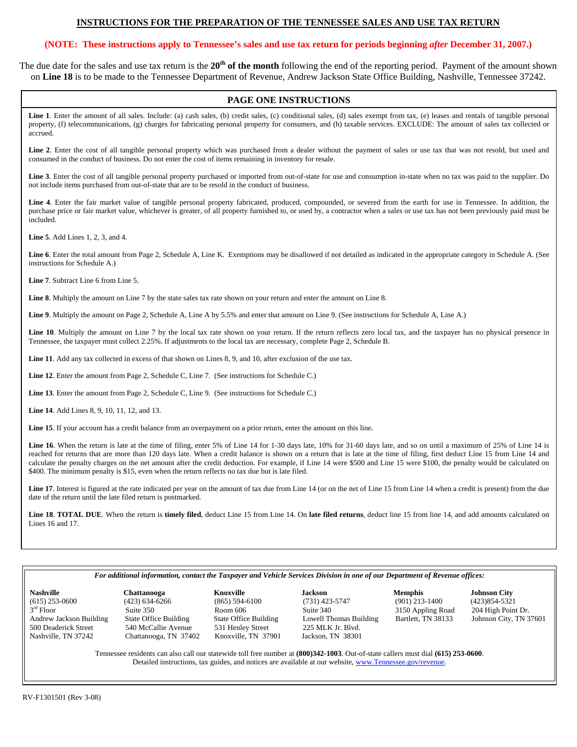# INSTRUCTIONS FOR THE PREPARATION OF THE TENNESSEE SALES AND USE TAX RETURN

**(NOTE: These instructions apply to Tennessee's sales and use tax return for periods beginning *after* December 31, 2007.)**

The due date for the sales and use tax return is the **20th of the month** following the end of the reporting period. Payment of the amount shown on **Line 18** is to be made to the Tennessee Department of Revenue, Andrew Jackson State Office Building, Nashville, Tennessee 37242.

## PAGE ONE INSTRUCTIONS

**Line 1**. Enter the amount of all sales. Include: (a) cash sales, (b) credit sales, (c) conditional sales, (d) sales exempt from tax, (e) leases and rentals of tangible personal property, (f) telecommunications, (g) charges for fabricating personal property for consumers, and (h) taxable services. EXCLUDE: The amount of sales tax collected or accrued.

**Line 2**. Enter the cost of all tangible personal property which was purchased from a dealer without the payment of sales or use tax that was not resold, but used and consumed in the conduct of business. Do not enter the cost of items remaining in inventory for resale.

**Line 3**. Enter the cost of all tangible personal property purchased or imported from out-of-state for use and consumption in-state when no tax was paid to the supplier. Do not include items purchased from out-of-state that are to be resold in the conduct of business.

**Line 4**. Enter the fair market value of tangible personal property fabricated, produced, compounded, or severed from the earth for use in Tennessee. In addition, the purchase price or fair market value, whichever is greater, of all property furnished to, or used by, a contractor when a sales or use tax has not been previously paid must be included.

**Line 5**. Add Lines 1, 2, 3, and 4.

**Line 6**. Enter the total amount from Page 2, Schedule A, Line K. Exemptions may be disallowed if not detailed as indicated in the appropriate category in Schedule A. (See instructions for Schedule A.)

**Line 7**. Subtract Line 6 from Line 5.

**Line 8**. Multiply the amount on Line 7 by the state sales tax rate shown on your return and enter the amount on Line 8.

**Line 9**. Multiply the amount on Page 2, Schedule A, Line A by 5.5% and enter that amount on Line 9. (See instructions for Schedule A, Line A.)

**Line 10**. Multiply the amount on Line 7 by the local tax rate shown on your return. If the return reflects zero local tax, and the taxpayer has no physical presence in Tennessee, the taxpayer must collect 2.25%. If adjustments to the local tax are necessary, complete Page 2, Schedule B.

**Line 11**. Add any tax collected in excess of that shown on Lines 8, 9, and 10, after exclusion of the use tax.

**Line 12**. Enter the amount from Page 2, Schedule C, Line 7. (See instructions for Schedule C.)

**Line 13**. Enter the amount from Page 2, Schedule C, Line 9. (See instructions for Schedule C.)

**Line 14**. Add Lines 8, 9, 10, 11, 12, and 13.

**Line 15**. If your account has a credit balance from an overpayment on a prior return, enter the amount on this line.

**Line 16**. When the return is late at the time of filing, enter 5% of Line 14 for 1-30 days late, 10% for 31-60 days late, and so on until a maximum of 25% of Line 14 is reached for returns that are more than 120 days late. When a credit balance is shown on a return that is late at the time of filing, first deduct Line 15 from Line 14 and calculate the penalty charges on the net amount after the credit deduction. For example, if Line 14 were $500 and Line 15 were $100, the penalty would be calculated on $400. The minimum penalty is $15, even when the return reflects no tax due but is late filed.

**Line 17**. Interest is figured at the rate indicated per year on the amount of tax due from Line 14 (or on the net of Line 15 from Line 14 when a credit is present) from the due date of the return until the late filed return is postmarked.

**Line 18**. **TOTAL DUE**. When the return is **timely filed**, deduct Line 15 from Line 14. On **late filed returns**, deduct line 15 from line 14, and add amounts calculated on Lines 16 and 17.

---

*For additional information, contact the Taxpayer and Vehicle Services Division in one of our Department of Revenue offices:*

| **Nashville** | **Chattanooga** | **Knoxville** | **Jackson** | **Memphis** | **Johnson City** |
|---|---|---|---|---|---|
| (615) 253-0600 | (423) 634-6266 | (865) 594-6100 | (731) 423-5747 | (901) 213-1400 | (423)854-5321 |
| 3rd Floor | Suite 350 | Room 606 | Suite 340 | 3150 Appling Road | 204 High Point Dr. |
| Andrew Jackson Building | State Office Building | State Office Building | Lowell Thomas Building | Bartlett, TN 38133 | Johnson City, TN 37601 |
| 500 Deaderick Street | 540 McCallie Avenue | 531 Henley Street | 225 MLK Jr. Blvd. | | |
| Nashville, TN 37242 | Chattanooga, TN 37402 | Knoxville, TN 37901 | Jackson, TN 38301 | | |

Tennessee residents can also call our statewide toll free number at **(800)342-1003**. Out-of-state callers must dial **(615) 253-0600**. Detailed instructions, tax guides, and notices are available at our website, www.Tennessee.gov/revenue.

RV-F1301501 (Rev 3-08)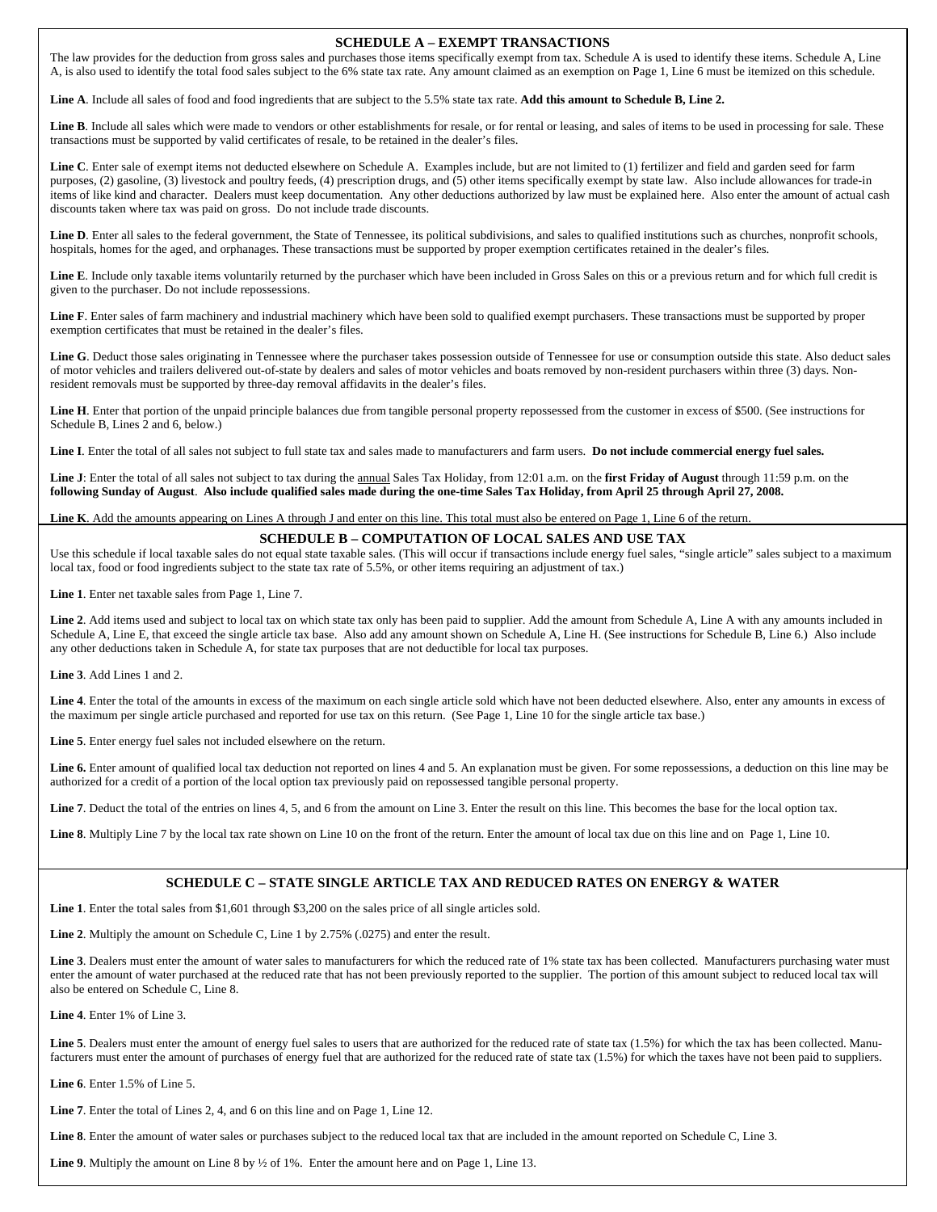## SCHEDULE A – EXEMPT TRANSACTIONS

The law provides for the deduction from gross sales and purchases those items specifically exempt from tax. Schedule A is used to identify these items. Schedule A, Line A, is also used to identify the total food sales subject to the 6% state tax rate. Any amount claimed as an exemption on Page 1, Line 6 must be itemized on this schedule.

**Line A**. Include all sales of food and food ingredients that are subject to the 5.5% state tax rate. **Add this amount to Schedule B, Line 2.**

**Line B**. Include all sales which were made to vendors or other establishments for resale, or for rental or leasing, and sales of items to be used in processing for sale. These transactions must be supported by valid certificates of resale, to be retained in the dealer's files.

**Line C**. Enter sale of exempt items not deducted elsewhere on Schedule A. Examples include, but are not limited to (1) fertilizer and field and garden seed for farm purposes, (2) gasoline, (3) livestock and poultry feeds, (4) prescription drugs, and (5) other items specifically exempt by state law. Also include allowances for trade-in items of like kind and character. Dealers must keep documentation. Any other deductions authorized by law must be explained here. Also enter the amount of actual cash discounts taken where tax was paid on gross. Do not include trade discounts.

**Line D**. Enter all sales to the federal government, the State of Tennessee, its political subdivisions, and sales to qualified institutions such as churches, nonprofit schools, hospitals, homes for the aged, and orphanages. These transactions must be supported by proper exemption certificates retained in the dealer's files.

**Line E**. Include only taxable items voluntarily returned by the purchaser which have been included in Gross Sales on this or a previous return and for which full credit is given to the purchaser. Do not include repossessions.

**Line F**. Enter sales of farm machinery and industrial machinery which have been sold to qualified exempt purchasers. These transactions must be supported by proper exemption certificates that must be retained in the dealer's files.

**Line G**. Deduct those sales originating in Tennessee where the purchaser takes possession outside of Tennessee for use or consumption outside this state. Also deduct sales of motor vehicles and trailers delivered out-of-state by dealers and sales of motor vehicles and boats removed by non-resident purchasers within three (3) days. Non-resident removals must be supported by three-day removal affidavits in the dealer's files.

**Line H**. Enter that portion of the unpaid principle balances due from tangible personal property repossessed from the customer in excess of $500. (See instructions for Schedule B, Lines 2 and 6, below.)

**Line I**. Enter the total of all sales not subject to full state tax and sales made to manufacturers and farm users. **Do not include commercial energy fuel sales.**

**Line J**: Enter the total of all sales not subject to tax during the annual Sales Tax Holiday, from 12:01 a.m. on the **first Friday of August** through 11:59 p.m. on the **following Sunday of August**. **Also include qualified sales made during the one-time Sales Tax Holiday, from April 25 through April 27, 2008.**

**Line K**. Add the amounts appearing on Lines A through J and enter on this line. This total must also be entered on Page 1, Line 6 of the return.

## SCHEDULE B – COMPUTATION OF LOCAL SALES AND USE TAX

Use this schedule if local taxable sales do not equal state taxable sales. (This will occur if transactions include energy fuel sales, "single article" sales subject to a maximum local tax, food or food ingredients subject to the state tax rate of 5.5%, or other items requiring an adjustment of tax.)

**Line 1**. Enter net taxable sales from Page 1, Line 7.

**Line 2**. Add items used and subject to local tax on which state tax only has been paid to supplier. Add the amount from Schedule A, Line A with any amounts included in Schedule A, Line E, that exceed the single article tax base. Also add any amount shown on Schedule A, Line H. (See instructions for Schedule B, Line 6.) Also include any other deductions taken in Schedule A, for state tax purposes that are not deductible for local tax purposes.

**Line 3**. Add Lines 1 and 2.

**Line 4**. Enter the total of the amounts in excess of the maximum on each single article sold which have not been deducted elsewhere. Also, enter any amounts in excess of the maximum per single article purchased and reported for use tax on this return. (See Page 1, Line 10 for the single article tax base.)

**Line 5**. Enter energy fuel sales not included elsewhere on the return.

**Line 6.** Enter amount of qualified local tax deduction not reported on lines 4 and 5. An explanation must be given. For some repossessions, a deduction on this line may be authorized for a credit of a portion of the local option tax previously paid on repossessed tangible personal property.

**Line 7**. Deduct the total of the entries on lines 4, 5, and 6 from the amount on Line 3. Enter the result on this line. This becomes the base for the local option tax.

**Line 8**. Multiply Line 7 by the local tax rate shown on Line 10 on the front of the return. Enter the amount of local tax due on this line and on Page 1, Line 10.

## SCHEDULE C – STATE SINGLE ARTICLE TAX AND REDUCED RATES ON ENERGY & WATER

**Line 1**. Enter the total sales from $1,601 through $3,200 on the sales price of all single articles sold.

**Line 2**. Multiply the amount on Schedule C, Line 1 by 2.75% (.0275) and enter the result.

**Line 3**. Dealers must enter the amount of water sales to manufacturers for which the reduced rate of 1% state tax has been collected. Manufacturers purchasing water must enter the amount of water purchased at the reduced rate that has not been previously reported to the supplier. The portion of this amount subject to reduced local tax will also be entered on Schedule C, Line 8.

**Line 4**. Enter 1% of Line 3.

**Line 5**. Dealers must enter the amount of energy fuel sales to users that are authorized for the reduced rate of state tax (1.5%) for which the tax has been collected. Manufacturers must enter the amount of purchases of energy fuel that are authorized for the reduced rate of state tax (1.5%) for which the taxes have not been paid to suppliers.

**Line 6**. Enter 1.5% of Line 5.

**Line 7**. Enter the total of Lines 2, 4, and 6 on this line and on Page 1, Line 12.

**Line 8**. Enter the amount of water sales or purchases subject to the reduced local tax that are included in the amount reported on Schedule C, Line 3.

**Line 9**. Multiply the amount on Line 8 by ½ of 1%. Enter the amount here and on Page 1, Line 13.